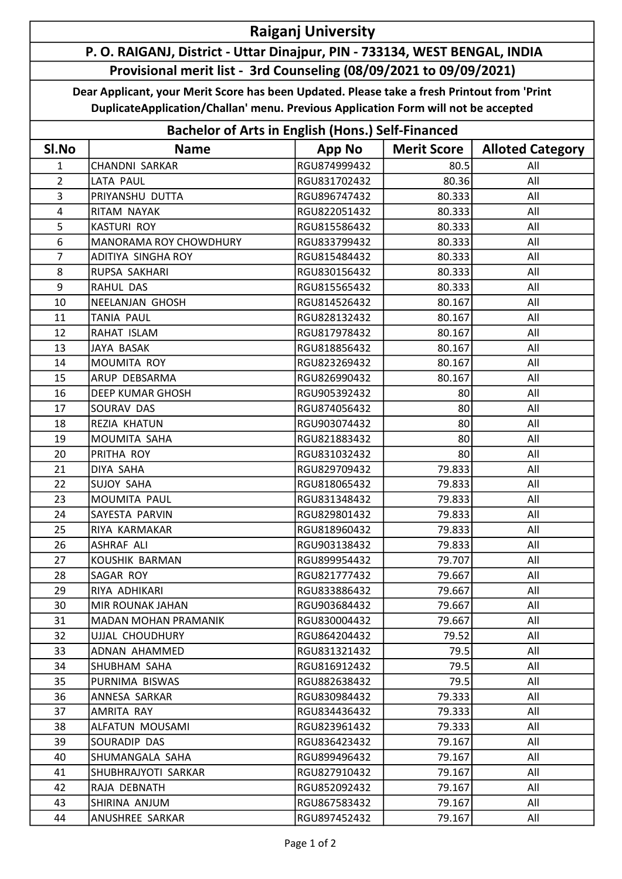# Raiganj University

## P. O. RAIGANJ, District - Uttar Dinajpur, PIN - 733134, WEST BENGAL, INDIA

### Provisional merit list - 3rd Counseling (08/09/2021 to 09/09/2021)

**Dear Applicant, your Merit Score has been Updated. Please take a fresh Printout from 'Print DuplicateApplication/Challan' menu. Previous Application Form will not be accepted**

### Bachelor of Arts in English (Hons.) Self-Financed

| Sl.No | Name | App No | Merit Score | Alloted Category |
|---|---|---|---|---|
| 1 | CHANDNI SARKAR | RGU874999432 | 80.5 | All |
| 2 | LATA PAUL | RGU831702432 | 80.36 | All |
| 3 | PRIYANSHU DUTTA | RGU896747432 | 80.333 | All |
| 4 | RITAM NAYAK | RGU822051432 | 80.333 | All |
| 5 | KASTURI ROY | RGU815586432 | 80.333 | All |
| 6 | MANORAMA ROY CHOWDHURY | RGU833799432 | 80.333 | All |
| 7 | ADITIYA SINGHA ROY | RGU815484432 | 80.333 | All |
| 8 | RUPSA SAKHARI | RGU830156432 | 80.333 | All |
| 9 | RAHUL DAS | RGU815565432 | 80.333 | All |
| 10 | NEELANJAN GHOSH | RGU814526432 | 80.167 | All |
| 11 | TANIA PAUL | RGU828132432 | 80.167 | All |
| 12 | RAHAT ISLAM | RGU817978432 | 80.167 | All |
| 13 | JAYA BASAK | RGU818856432 | 80.167 | All |
| 14 | MOUMITA ROY | RGU823269432 | 80.167 | All |
| 15 | ARUP DEBSARMA | RGU826990432 | 80.167 | All |
| 16 | DEEP KUMAR GHOSH | RGU905392432 | 80 | All |
| 17 | SOURAV DAS | RGU874056432 | 80 | All |
| 18 | REZIA KHATUN | RGU903074432 | 80 | All |
| 19 | MOUMITA SAHA | RGU821883432 | 80 | All |
| 20 | PRITHA ROY | RGU831032432 | 80 | All |
| 21 | DIYA SAHA | RGU829709432 | 79.833 | All |
| 22 | SUJOY SAHA | RGU818065432 | 79.833 | All |
| 23 | MOUMITA PAUL | RGU831348432 | 79.833 | All |
| 24 | SAYESTA PARVIN | RGU829801432 | 79.833 | All |
| 25 | RIYA KARMAKAR | RGU818960432 | 79.833 | All |
| 26 | ASHRAF ALI | RGU903138432 | 79.833 | All |
| 27 | KOUSHIK BARMAN | RGU899954432 | 79.707 | All |
| 28 | SAGAR ROY | RGU821777432 | 79.667 | All |
| 29 | RIYA ADHIKARI | RGU833886432 | 79.667 | All |
| 30 | MIR ROUNAK JAHAN | RGU903684432 | 79.667 | All |
| 31 | MADAN MOHAN PRAMANIK | RGU830004432 | 79.667 | All |
| 32 | UJJAL CHOUDHURY | RGU864204432 | 79.52 | All |
| 33 | ADNAN AHAMMED | RGU831321432 | 79.5 | All |
| 34 | SHUBHAM SAHA | RGU816912432 | 79.5 | All |
| 35 | PURNIMA BISWAS | RGU882638432 | 79.5 | All |
| 36 | ANNESA SARKAR | RGU830984432 | 79.333 | All |
| 37 | AMRITA RAY | RGU834436432 | 79.333 | All |
| 38 | ALFATUN MOUSAMI | RGU823961432 | 79.333 | All |
| 39 | SOURADIP DAS | RGU836423432 | 79.167 | All |
| 40 | SHUMANGALA SAHA | RGU899496432 | 79.167 | All |
| 41 | SHUBHRAJYOTI SARKAR | RGU827910432 | 79.167 | All |
| 42 | RAJA DEBNATH | RGU852092432 | 79.167 | All |
| 43 | SHIRINA ANJUM | RGU867583432 | 79.167 | All |
| 44 | ANUSHREE SARKAR | RGU897452432 | 79.167 | All |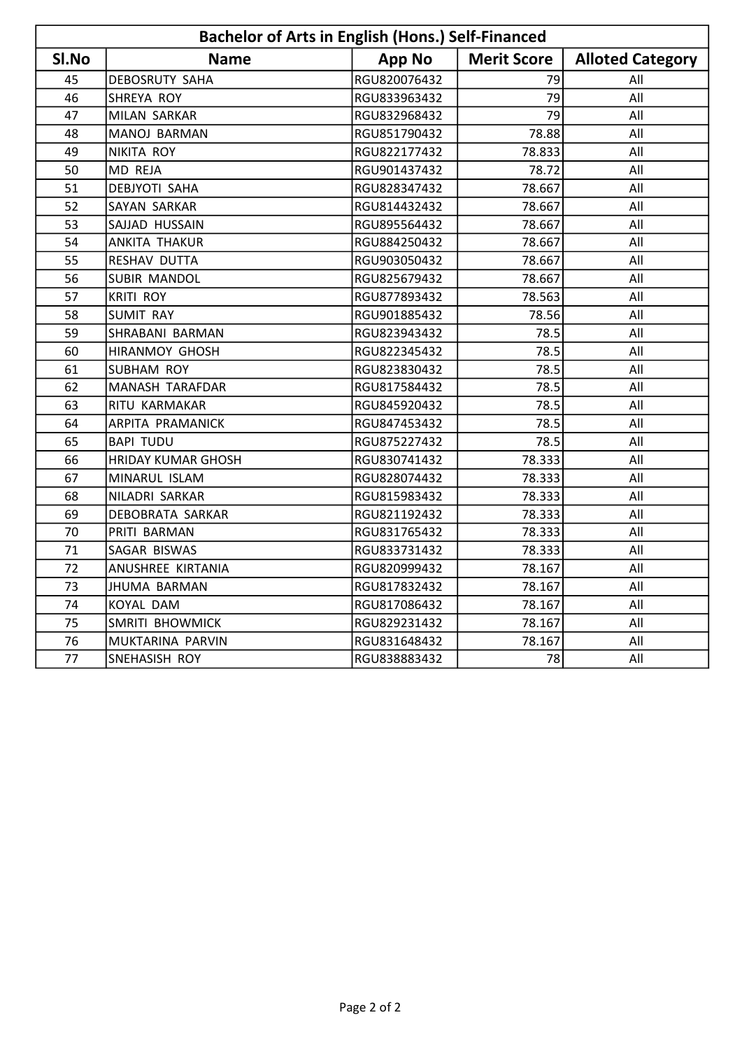| Bachelor of Arts in English (Hons.) Self-Financed | | | | |
|---|---|---|---|---|
| Sl.No | Name | App No | Merit Score | Alloted Category |
| 45 | DEBOSRUTY SAHA | RGU820076432 | 79 | All |
| 46 | SHREYA ROY | RGU833963432 | 79 | All |
| 47 | MILAN SARKAR | RGU832968432 | 79 | All |
| 48 | MANOJ BARMAN | RGU851790432 | 78.88 | All |
| 49 | NIKITA ROY | RGU822177432 | 78.833 | All |
| 50 | MD REJA | RGU901437432 | 78.72 | All |
| 51 | DEBJYOTI SAHA | RGU828347432 | 78.667 | All |
| 52 | SAYAN SARKAR | RGU814432432 | 78.667 | All |
| 53 | SAJJAD HUSSAIN | RGU895564432 | 78.667 | All |
| 54 | ANKITA THAKUR | RGU884250432 | 78.667 | All |
| 55 | RESHAV DUTTA | RGU903050432 | 78.667 | All |
| 56 | SUBIR MANDOL | RGU825679432 | 78.667 | All |
| 57 | KRITI ROY | RGU877893432 | 78.563 | All |
| 58 | SUMIT RAY | RGU901885432 | 78.56 | All |
| 59 | SHRABANI BARMAN | RGU823943432 | 78.5 | All |
| 60 | HIRANMOY GHOSH | RGU822345432 | 78.5 | All |
| 61 | SUBHAM ROY | RGU823830432 | 78.5 | All |
| 62 | MANASH TARAFDAR | RGU817584432 | 78.5 | All |
| 63 | RITU KARMAKAR | RGU845920432 | 78.5 | All |
| 64 | ARPITA PRAMANICK | RGU847453432 | 78.5 | All |
| 65 | BAPI TUDU | RGU875227432 | 78.5 | All |
| 66 | HRIDAY KUMAR GHOSH | RGU830741432 | 78.333 | All |
| 67 | MINARUL ISLAM | RGU828074432 | 78.333 | All |
| 68 | NILADRI SARKAR | RGU815983432 | 78.333 | All |
| 69 | DEBOBRATA SARKAR | RGU821192432 | 78.333 | All |
| 70 | PRITI BARMAN | RGU831765432 | 78.333 | All |
| 71 | SAGAR BISWAS | RGU833731432 | 78.333 | All |
| 72 | ANUSHREE KIRTANIA | RGU820999432 | 78.167 | All |
| 73 | JHUMA BARMAN | RGU817832432 | 78.167 | All |
| 74 | KOYAL DAM | RGU817086432 | 78.167 | All |
| 75 | SMRITI BHOWMICK | RGU829231432 | 78.167 | All |
| 76 | MUKTARINA PARVIN | RGU831648432 | 78.167 | All |
| 77 | SNEHASISH ROY | RGU838883432 | 78 | All |